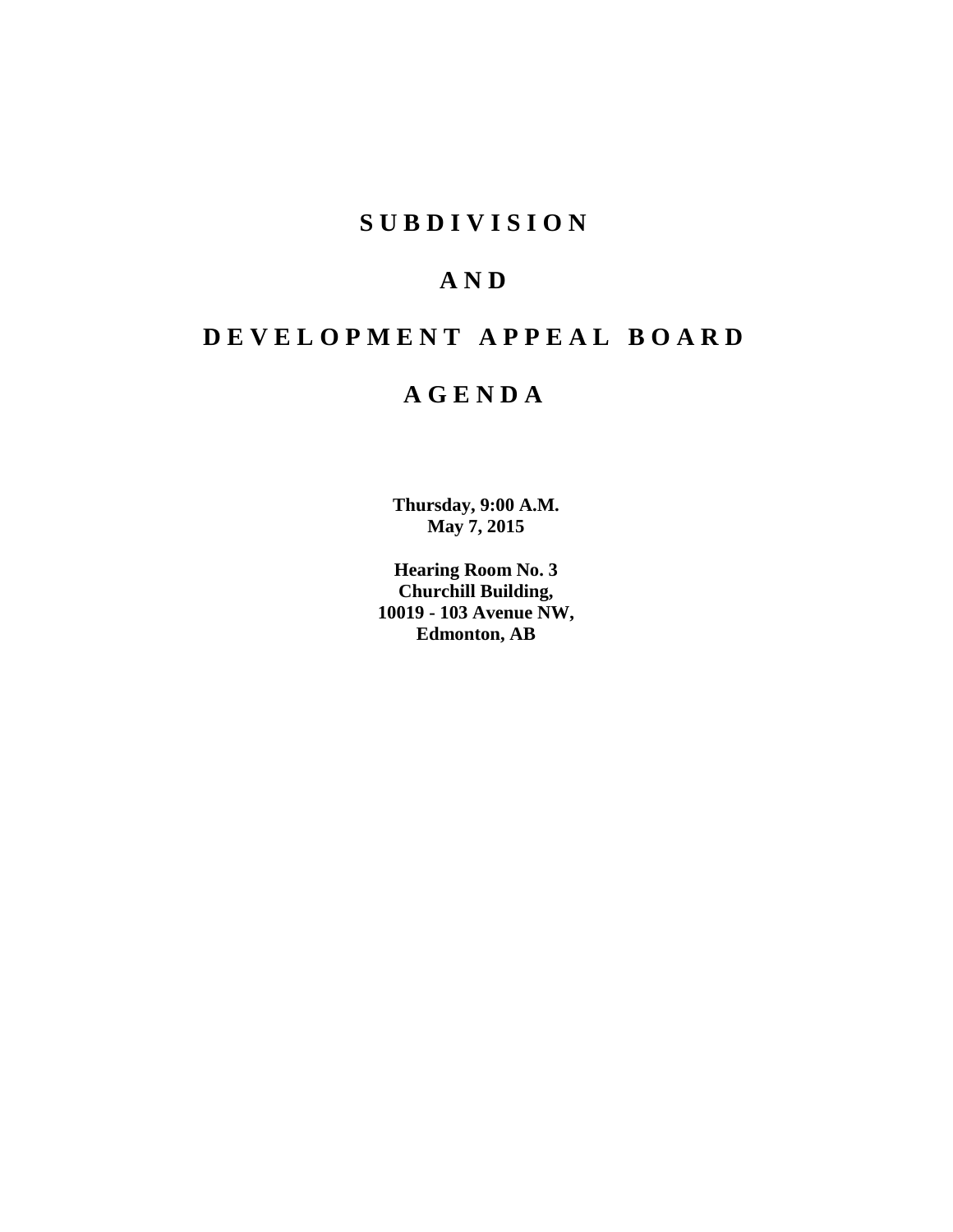# SUBDIVISION

# AND

# DEVELOPMENT APPEAL BOARD

# AGENDA

**Thursday, 9:00 A.M.**
**May 7, 2015**

**Hearing Room No. 3**
**Churchill Building,**
**10019 - 103 Avenue NW,**
**Edmonton, AB**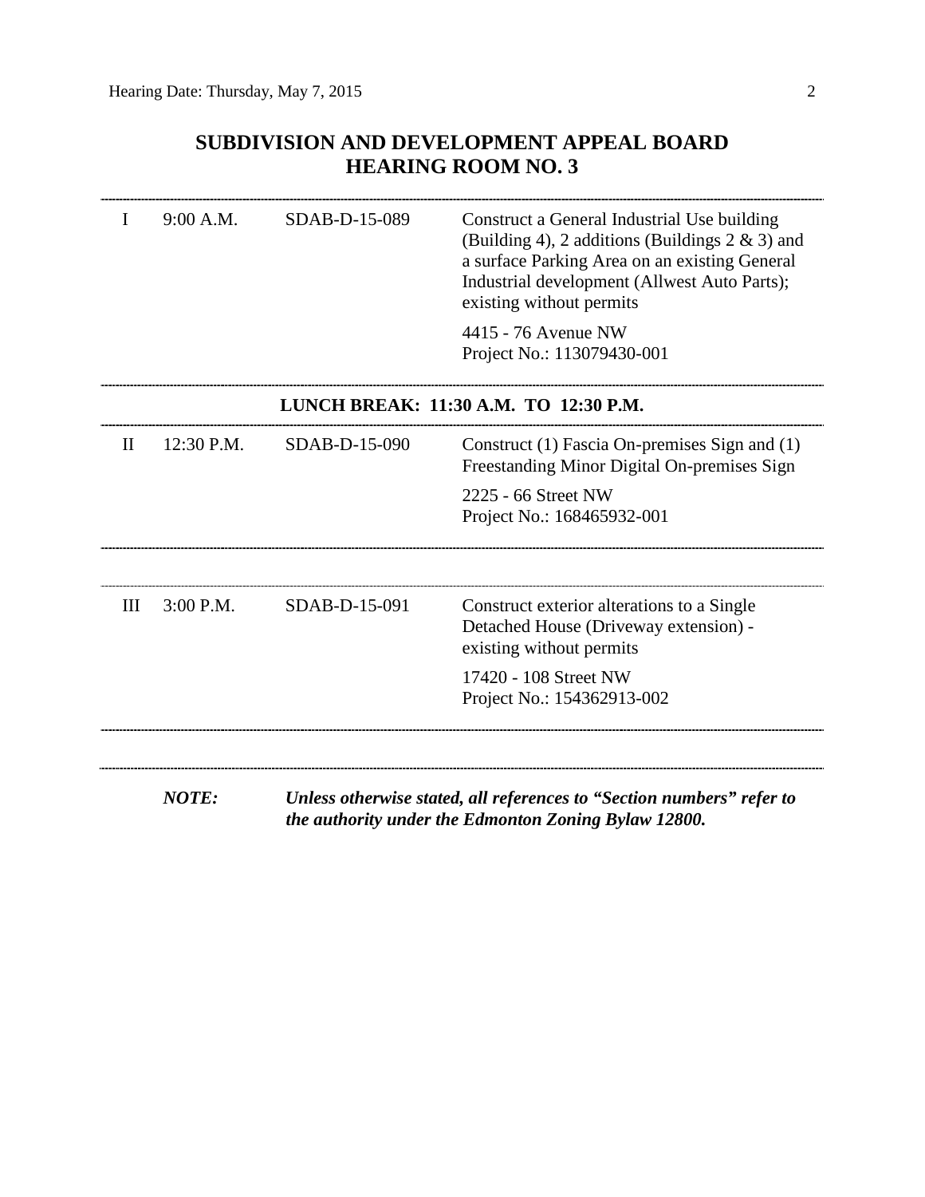## SUBDIVISION AND DEVELOPMENT APPEAL BOARD
## HEARING ROOM NO. 3

| | | | |
|---|---|---|---|
| I | 9:00 A.M. | SDAB-D-15-089 | Construct a General Industrial Use building (Building 4), 2 additions (Buildings 2 & 3) and a surface Parking Area on an existing General Industrial development (Allwest Auto Parts); existing without permits<br><br>4415 - 76 Avenue NW<br>Project No.: 113079430-001 |

**LUNCH BREAK: 11:30 A.M. TO 12:30 P.M.**

| | | | |
|---|---|---|---|
| II | 12:30 P.M. | SDAB-D-15-090 | Construct (1) Fascia On-premises Sign and (1) Freestanding Minor Digital On-premises Sign<br><br>2225 - 66 Street NW<br>Project No.: 168465932-001 |
| III | 3:00 P.M. | SDAB-D-15-091 | Construct exterior alterations to a Single Detached House (Driveway extension) - existing without permits<br><br>17420 - 108 Street NW<br>Project No.: 154362913-002 |

***NOTE:*** ***Unless otherwise stated, all references to "Section numbers" refer to the authority under the Edmonton Zoning Bylaw 12800.***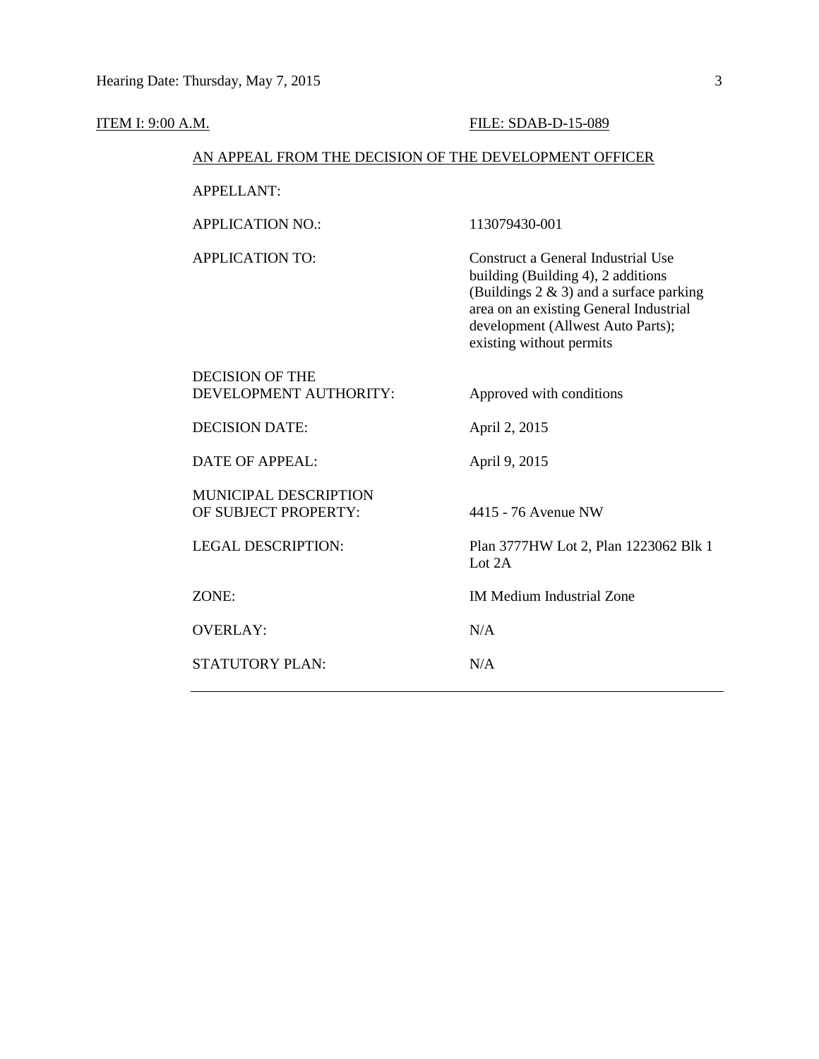ITEM I: 9:00 A.M. FILE: SDAB-D-15-089

AN APPEAL FROM THE DECISION OF THE DEVELOPMENT OFFICER

| | |
|---|---|
| APPELLANT: | |
| APPLICATION NO.: | 113079430-001 |
| APPLICATION TO: | Construct a General Industrial Use building (Building 4), 2 additions (Buildings 2 & 3) and a surface parking area on an existing General Industrial development (Allwest Auto Parts); existing without permits |
| DECISION OF THE DEVELOPMENT AUTHORITY: | Approved with conditions |
| DECISION DATE: | April 2, 2015 |
| DATE OF APPEAL: | April 9, 2015 |
| MUNICIPAL DESCRIPTION OF SUBJECT PROPERTY: | 4415 - 76 Avenue NW |
| LEGAL DESCRIPTION: | Plan 3777HW Lot 2, Plan 1223062 Blk 1 Lot 2A |
| ZONE: | IM Medium Industrial Zone |
| OVERLAY: | N/A |
| STATUTORY PLAN: | N/A |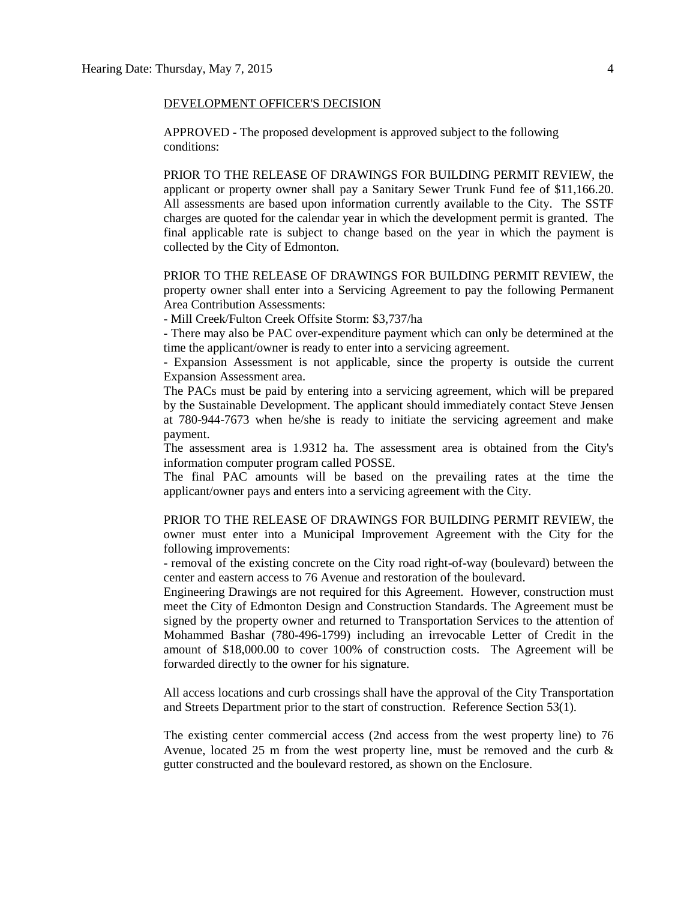DEVELOPMENT OFFICER'S DECISION

APPROVED - The proposed development is approved subject to the following conditions:

PRIOR TO THE RELEASE OF DRAWINGS FOR BUILDING PERMIT REVIEW, the applicant or property owner shall pay a Sanitary Sewer Trunk Fund fee of $11,166.20. All assessments are based upon information currently available to the City. The SSTF charges are quoted for the calendar year in which the development permit is granted. The final applicable rate is subject to change based on the year in which the payment is collected by the City of Edmonton.

PRIOR TO THE RELEASE OF DRAWINGS FOR BUILDING PERMIT REVIEW, the property owner shall enter into a Servicing Agreement to pay the following Permanent Area Contribution Assessments:

- Mill Creek/Fulton Creek Offsite Storm: $3,737/ha
- There may also be PAC over-expenditure payment which can only be determined at the time the applicant/owner is ready to enter into a servicing agreement.
- Expansion Assessment is not applicable, since the property is outside the current Expansion Assessment area.

The PACs must be paid by entering into a servicing agreement, which will be prepared by the Sustainable Development. The applicant should immediately contact Steve Jensen at 780-944-7673 when he/she is ready to initiate the servicing agreement and make payment.

The assessment area is 1.9312 ha. The assessment area is obtained from the City's information computer program called POSSE.

The final PAC amounts will be based on the prevailing rates at the time the applicant/owner pays and enters into a servicing agreement with the City.

PRIOR TO THE RELEASE OF DRAWINGS FOR BUILDING PERMIT REVIEW, the owner must enter into a Municipal Improvement Agreement with the City for the following improvements:

- removal of the existing concrete on the City road right-of-way (boulevard) between the center and eastern access to 76 Avenue and restoration of the boulevard.

Engineering Drawings are not required for this Agreement. However, construction must meet the City of Edmonton Design and Construction Standards. The Agreement must be signed by the property owner and returned to Transportation Services to the attention of Mohammed Bashar (780-496-1799) including an irrevocable Letter of Credit in the amount of $18,000.00 to cover 100% of construction costs. The Agreement will be forwarded directly to the owner for his signature.

All access locations and curb crossings shall have the approval of the City Transportation and Streets Department prior to the start of construction. Reference Section 53(1).

The existing center commercial access (2nd access from the west property line) to 76 Avenue, located 25 m from the west property line, must be removed and the curb & gutter constructed and the boulevard restored, as shown on the Enclosure.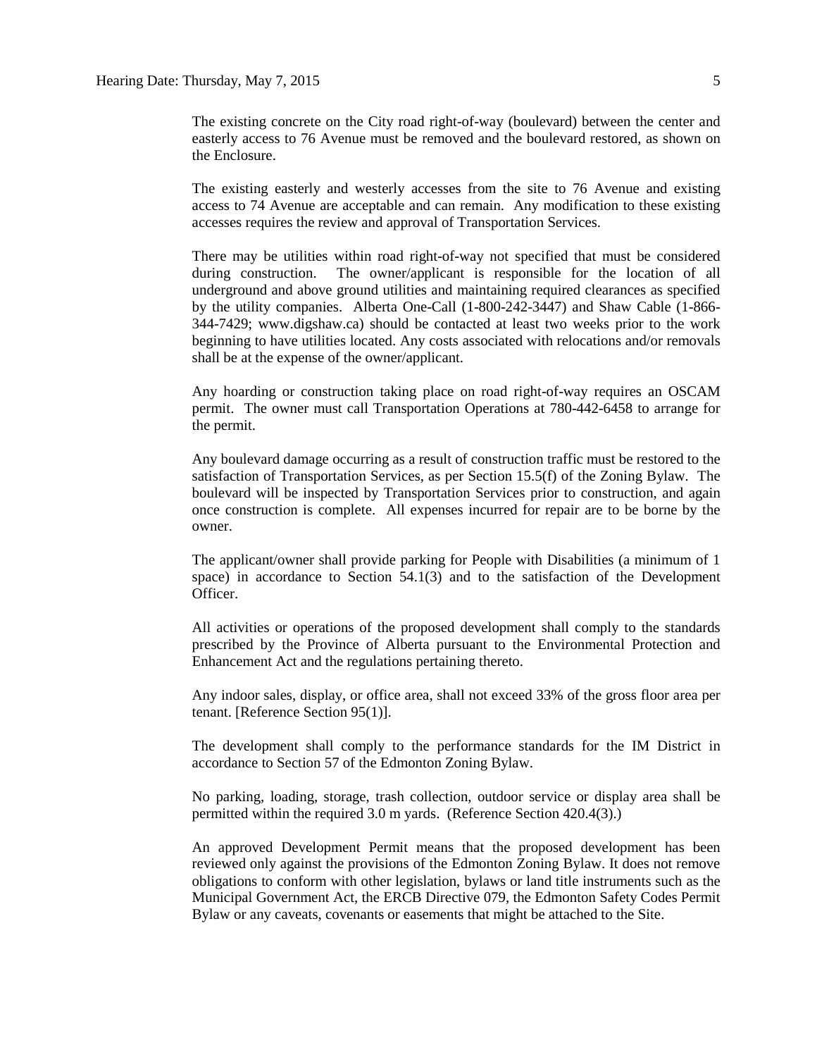The existing concrete on the City road right-of-way (boulevard) between the center and easterly access to 76 Avenue must be removed and the boulevard restored, as shown on the Enclosure.

The existing easterly and westerly accesses from the site to 76 Avenue and existing access to 74 Avenue are acceptable and can remain. Any modification to these existing accesses requires the review and approval of Transportation Services.

There may be utilities within road right-of-way not specified that must be considered during construction. The owner/applicant is responsible for the location of all underground and above ground utilities and maintaining required clearances as specified by the utility companies. Alberta One-Call (1-800-242-3447) and Shaw Cable (1-866-344-7429; www.digshaw.ca) should be contacted at least two weeks prior to the work beginning to have utilities located. Any costs associated with relocations and/or removals shall be at the expense of the owner/applicant.

Any hoarding or construction taking place on road right-of-way requires an OSCAM permit. The owner must call Transportation Operations at 780-442-6458 to arrange for the permit.

Any boulevard damage occurring as a result of construction traffic must be restored to the satisfaction of Transportation Services, as per Section 15.5(f) of the Zoning Bylaw. The boulevard will be inspected by Transportation Services prior to construction, and again once construction is complete. All expenses incurred for repair are to be borne by the owner.

The applicant/owner shall provide parking for People with Disabilities (a minimum of 1 space) in accordance to Section 54.1(3) and to the satisfaction of the Development Officer.

All activities or operations of the proposed development shall comply to the standards prescribed by the Province of Alberta pursuant to the Environmental Protection and Enhancement Act and the regulations pertaining thereto.

Any indoor sales, display, or office area, shall not exceed 33% of the gross floor area per tenant. [Reference Section 95(1)].

The development shall comply to the performance standards for the IM District in accordance to Section 57 of the Edmonton Zoning Bylaw.

No parking, loading, storage, trash collection, outdoor service or display area shall be permitted within the required 3.0 m yards. (Reference Section 420.4(3).)

An approved Development Permit means that the proposed development has been reviewed only against the provisions of the Edmonton Zoning Bylaw. It does not remove obligations to conform with other legislation, bylaws or land title instruments such as the Municipal Government Act, the ERCB Directive 079, the Edmonton Safety Codes Permit Bylaw or any caveats, covenants or easements that might be attached to the Site.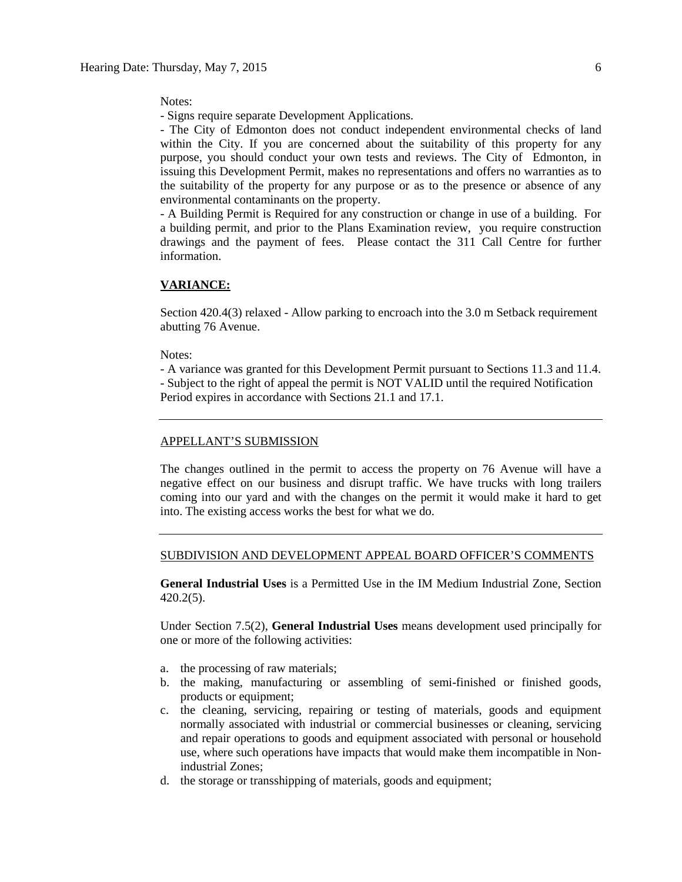Notes:

- Signs require separate Development Applications.
- The City of Edmonton does not conduct independent environmental checks of land within the City. If you are concerned about the suitability of this property for any purpose, you should conduct your own tests and reviews. The City of Edmonton, in issuing this Development Permit, makes no representations and offers no warranties as to the suitability of the property for any purpose or as to the presence or absence of any environmental contaminants on the property.
- A Building Permit is Required for any construction or change in use of a building. For a building permit, and prior to the Plans Examination review, you require construction drawings and the payment of fees. Please contact the 311 Call Centre for further information.

**VARIANCE:**

Section 420.4(3) relaxed - Allow parking to encroach into the 3.0 m Setback requirement abutting 76 Avenue.

Notes:

- A variance was granted for this Development Permit pursuant to Sections 11.3 and 11.4.
- Subject to the right of appeal the permit is NOT VALID until the required Notification Period expires in accordance with Sections 21.1 and 17.1.

---

APPELLANT'S SUBMISSION

The changes outlined in the permit to access the property on 76 Avenue will have a negative effect on our business and disrupt traffic. We have trucks with long trailers coming into our yard and with the changes on the permit it would make it hard to get into. The existing access works the best for what we do.

---

SUBDIVISION AND DEVELOPMENT APPEAL BOARD OFFICER'S COMMENTS

**General Industrial Uses** is a Permitted Use in the IM Medium Industrial Zone, Section 420.2(5).

Under Section 7.5(2), **General Industrial Uses** means development used principally for one or more of the following activities:

a. the processing of raw materials;
b. the making, manufacturing or assembling of semi-finished or finished goods, products or equipment;
c. the cleaning, servicing, repairing or testing of materials, goods and equipment normally associated with industrial or commercial businesses or cleaning, servicing and repair operations to goods and equipment associated with personal or household use, where such operations have impacts that would make them incompatible in Non-industrial Zones;
d. the storage or transshipping of materials, goods and equipment;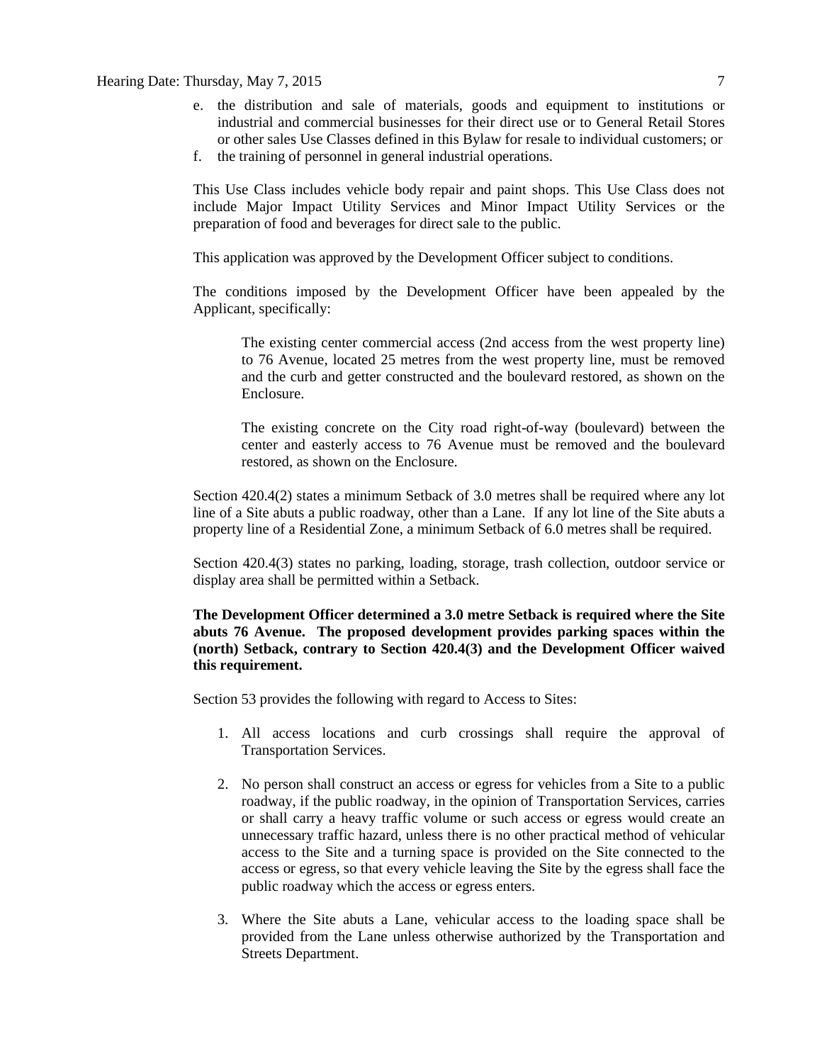e. the distribution and sale of materials, goods and equipment to institutions or industrial and commercial businesses for their direct use or to General Retail Stores or other sales Use Classes defined in this Bylaw for resale to individual customers; or
f. the training of personnel in general industrial operations.

This Use Class includes vehicle body repair and paint shops. This Use Class does not include Major Impact Utility Services and Minor Impact Utility Services or the preparation of food and beverages for direct sale to the public.

This application was approved by the Development Officer subject to conditions.

The conditions imposed by the Development Officer have been appealed by the Applicant, specifically:

> The existing center commercial access (2nd access from the west property line) to 76 Avenue, located 25 metres from the west property line, must be removed and the curb and getter constructed and the boulevard restored, as shown on the Enclosure.
>
> The existing concrete on the City road right-of-way (boulevard) between the center and easterly access to 76 Avenue must be removed and the boulevard restored, as shown on the Enclosure.

Section 420.4(2) states a minimum Setback of 3.0 metres shall be required where any lot line of a Site abuts a public roadway, other than a Lane. If any lot line of the Site abuts a property line of a Residential Zone, a minimum Setback of 6.0 metres shall be required.

Section 420.4(3) states no parking, loading, storage, trash collection, outdoor service or display area shall be permitted within a Setback.

**The Development Officer determined a 3.0 metre Setback is required where the Site abuts 76 Avenue. The proposed development provides parking spaces within the (north) Setback, contrary to Section 420.4(3) and the Development Officer waived this requirement.**

Section 53 provides the following with regard to Access to Sites:

1. All access locations and curb crossings shall require the approval of Transportation Services.

2. No person shall construct an access or egress for vehicles from a Site to a public roadway, if the public roadway, in the opinion of Transportation Services, carries or shall carry a heavy traffic volume or such access or egress would create an unnecessary traffic hazard, unless there is no other practical method of vehicular access to the Site and a turning space is provided on the Site connected to the access or egress, so that every vehicle leaving the Site by the egress shall face the public roadway which the access or egress enters.

3. Where the Site abuts a Lane, vehicular access to the loading space shall be provided from the Lane unless otherwise authorized by the Transportation and Streets Department.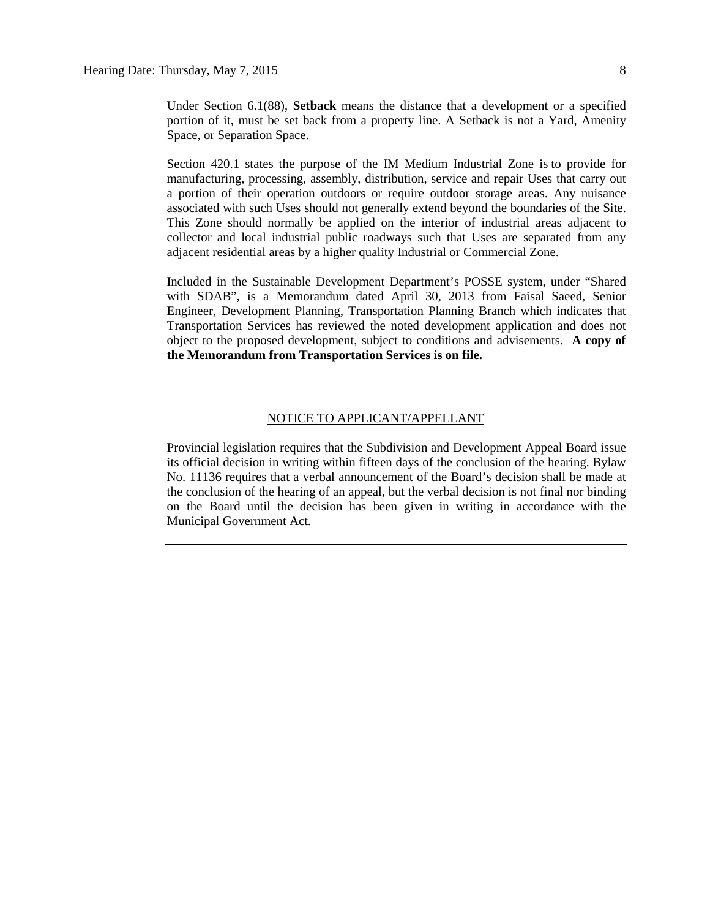Under Section 6.1(88), **Setback** means the distance that a development or a specified portion of it, must be set back from a property line. A Setback is not a Yard, Amenity Space, or Separation Space.

Section 420.1 states the purpose of the IM Medium Industrial Zone is to provide for manufacturing, processing, assembly, distribution, service and repair Uses that carry out a portion of their operation outdoors or require outdoor storage areas. Any nuisance associated with such Uses should not generally extend beyond the boundaries of the Site. This Zone should normally be applied on the interior of industrial areas adjacent to collector and local industrial public roadways such that Uses are separated from any adjacent residential areas by a higher quality Industrial or Commercial Zone.

Included in the Sustainable Development Department's POSSE system, under "Shared with SDAB", is a Memorandum dated April 30, 2013 from Faisal Saeed, Senior Engineer, Development Planning, Transportation Planning Branch which indicates that Transportation Services has reviewed the noted development application and does not object to the proposed development, subject to conditions and advisements. **A copy of the Memorandum from Transportation Services is on file.**

---

NOTICE TO APPLICANT/APPELLANT

Provincial legislation requires that the Subdivision and Development Appeal Board issue its official decision in writing within fifteen days of the conclusion of the hearing. Bylaw No. 11136 requires that a verbal announcement of the Board's decision shall be made at the conclusion of the hearing of an appeal, but the verbal decision is not final nor binding on the Board until the decision has been given in writing in accordance with the Municipal Government Act.

---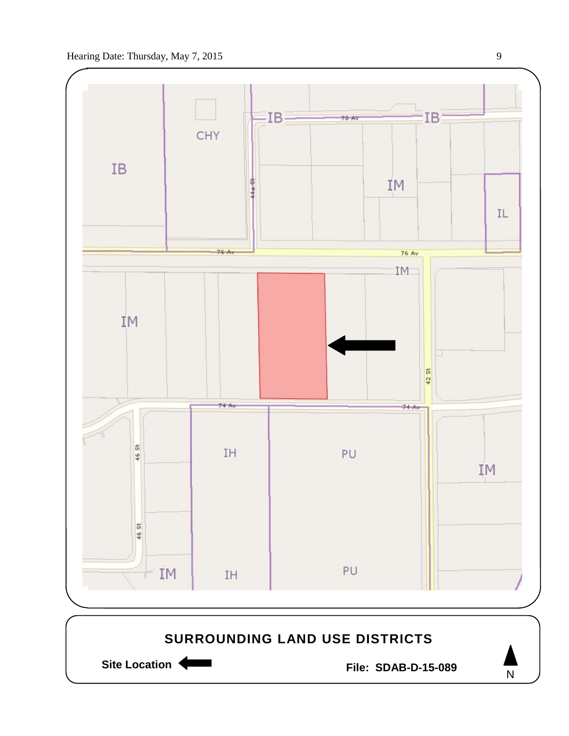## SURROUNDING LAND USE DISTRICTS

**Site Location** ←

**File: SDAB-D-15-089**

N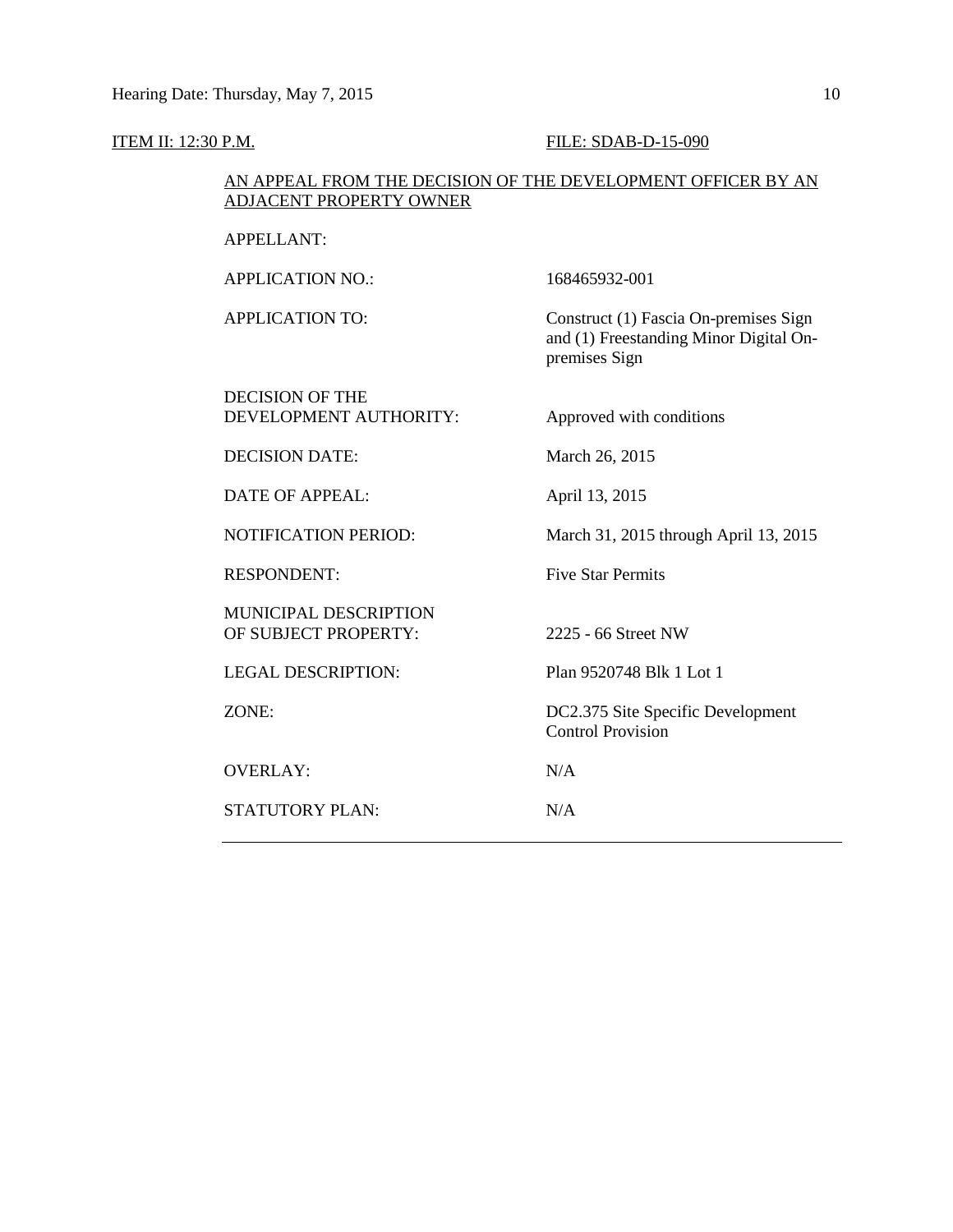ITEM II: 12:30 P.M. FILE: SDAB-D-15-090

AN APPEAL FROM THE DECISION OF THE DEVELOPMENT OFFICER BY AN ADJACENT PROPERTY OWNER

| | |
|---|---|
| APPELLANT: | |
| APPLICATION NO.: | 168465932-001 |
| APPLICATION TO: | Construct (1) Fascia On-premises Sign and (1) Freestanding Minor Digital On-premises Sign |
| DECISION OF THE DEVELOPMENT AUTHORITY: | Approved with conditions |
| DECISION DATE: | March 26, 2015 |
| DATE OF APPEAL: | April 13, 2015 |
| NOTIFICATION PERIOD: | March 31, 2015 through April 13, 2015 |
| RESPONDENT: | Five Star Permits |
| MUNICIPAL DESCRIPTION OF SUBJECT PROPERTY: | 2225 - 66 Street NW |
| LEGAL DESCRIPTION: | Plan 9520748 Blk 1 Lot 1 |
| ZONE: | DC2.375 Site Specific Development Control Provision |
| OVERLAY: | N/A |
| STATUTORY PLAN: | N/A |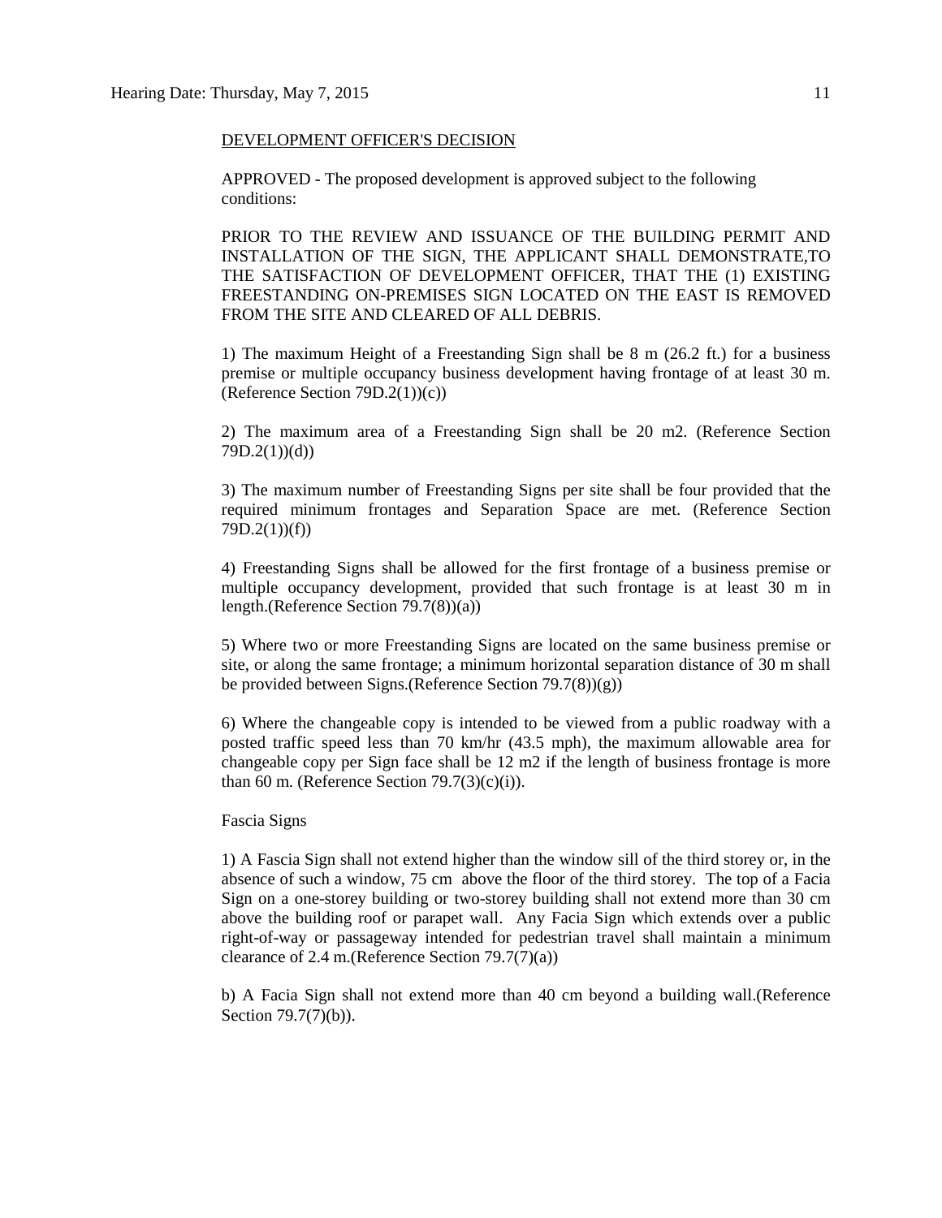<u>DEVELOPMENT OFFICER'S DECISION</u>

APPROVED - The proposed development is approved subject to the following conditions:

PRIOR TO THE REVIEW AND ISSUANCE OF THE BUILDING PERMIT AND INSTALLATION OF THE SIGN, THE APPLICANT SHALL DEMONSTRATE,TO THE SATISFACTION OF DEVELOPMENT OFFICER, THAT THE (1) EXISTING FREESTANDING ON-PREMISES SIGN LOCATED ON THE EAST IS REMOVED FROM THE SITE AND CLEARED OF ALL DEBRIS.

1) The maximum Height of a Freestanding Sign shall be 8 m (26.2 ft.) for a business premise or multiple occupancy business development having frontage of at least 30 m. (Reference Section 79D.2(1))(c))

2) The maximum area of a Freestanding Sign shall be 20 m2. (Reference Section 79D.2(1))(d))

3) The maximum number of Freestanding Signs per site shall be four provided that the required minimum frontages and Separation Space are met. (Reference Section 79D.2(1))(f))

4) Freestanding Signs shall be allowed for the first frontage of a business premise or multiple occupancy development, provided that such frontage is at least 30 m in length.(Reference Section 79.7(8))(a))

5) Where two or more Freestanding Signs are located on the same business premise or site, or along the same frontage; a minimum horizontal separation distance of 30 m shall be provided between Signs.(Reference Section 79.7(8))(g))

6) Where the changeable copy is intended to be viewed from a public roadway with a posted traffic speed less than 70 km/hr (43.5 mph), the maximum allowable area for changeable copy per Sign face shall be 12 m2 if the length of business frontage is more than 60 m. (Reference Section 79.7(3)(c)(i)).

Fascia Signs

1) A Fascia Sign shall not extend higher than the window sill of the third storey or, in the absence of such a window, 75 cm above the floor of the third storey. The top of a Facia Sign on a one-storey building or two-storey building shall not extend more than 30 cm above the building roof or parapet wall. Any Facia Sign which extends over a public right-of-way or passageway intended for pedestrian travel shall maintain a minimum clearance of 2.4 m.(Reference Section 79.7(7)(a))

b) A Facia Sign shall not extend more than 40 cm beyond a building wall.(Reference Section 79.7(7)(b)).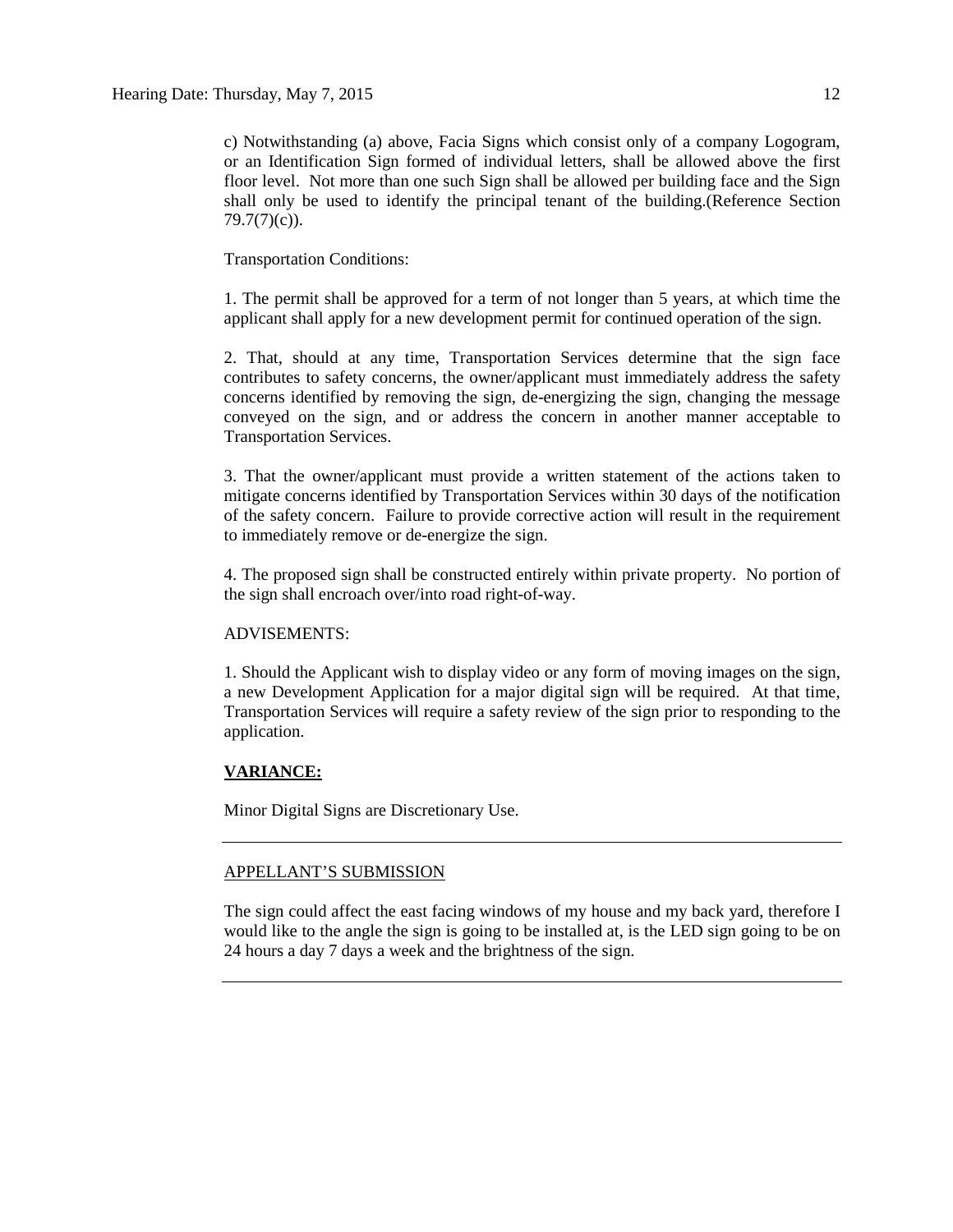c) Notwithstanding (a) above, Facia Signs which consist only of a company Logogram, or an Identification Sign formed of individual letters, shall be allowed above the first floor level. Not more than one such Sign shall be allowed per building face and the Sign shall only be used to identify the principal tenant of the building.(Reference Section 79.7(7)(c)).

Transportation Conditions:

1. The permit shall be approved for a term of not longer than 5 years, at which time the applicant shall apply for a new development permit for continued operation of the sign.

2. That, should at any time, Transportation Services determine that the sign face contributes to safety concerns, the owner/applicant must immediately address the safety concerns identified by removing the sign, de-energizing the sign, changing the message conveyed on the sign, and or address the concern in another manner acceptable to Transportation Services.

3. That the owner/applicant must provide a written statement of the actions taken to mitigate concerns identified by Transportation Services within 30 days of the notification of the safety concern. Failure to provide corrective action will result in the requirement to immediately remove or de-energize the sign.

4. The proposed sign shall be constructed entirely within private property. No portion of the sign shall encroach over/into road right-of-way.

ADVISEMENTS:

1. Should the Applicant wish to display video or any form of moving images on the sign, a new Development Application for a major digital sign will be required. At that time, Transportation Services will require a safety review of the sign prior to responding to the application.

**VARIANCE:**

Minor Digital Signs are Discretionary Use.

---

APPELLANT'S SUBMISSION

The sign could affect the east facing windows of my house and my back yard, therefore I would like to the angle the sign is going to be installed at, is the LED sign going to be on 24 hours a day 7 days a week and the brightness of the sign.

---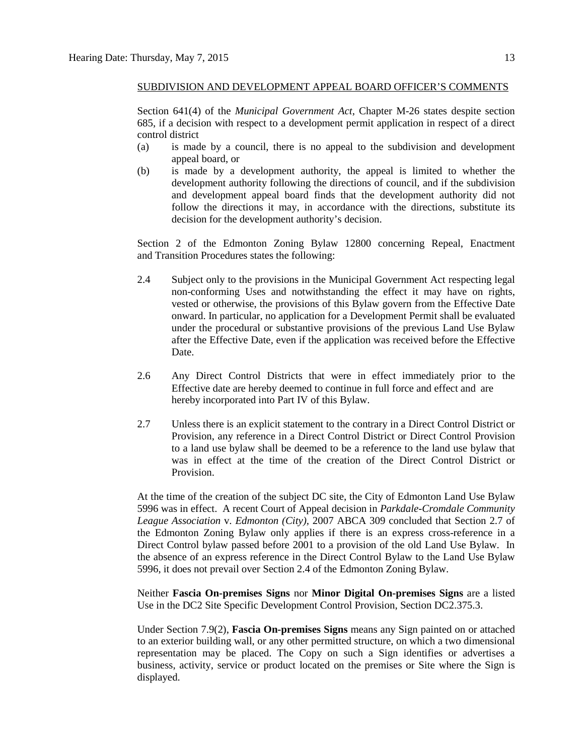SUBDIVISION AND DEVELOPMENT APPEAL BOARD OFFICER'S COMMENTS

Section 641(4) of the *Municipal Government Act*, Chapter M-26 states despite section 685, if a decision with respect to a development permit application in respect of a direct control district

(a) is made by a council, there is no appeal to the subdivision and development appeal board, or

(b) is made by a development authority, the appeal is limited to whether the development authority following the directions of council, and if the subdivision and development appeal board finds that the development authority did not follow the directions it may, in accordance with the directions, substitute its decision for the development authority's decision.

Section 2 of the Edmonton Zoning Bylaw 12800 concerning Repeal, Enactment and Transition Procedures states the following:

2.4 Subject only to the provisions in the Municipal Government Act respecting legal non-conforming Uses and notwithstanding the effect it may have on rights, vested or otherwise, the provisions of this Bylaw govern from the Effective Date onward. In particular, no application for a Development Permit shall be evaluated under the procedural or substantive provisions of the previous Land Use Bylaw after the Effective Date, even if the application was received before the Effective Date.

2.6 Any Direct Control Districts that were in effect immediately prior to the Effective date are hereby deemed to continue in full force and effect and are hereby incorporated into Part IV of this Bylaw.

2.7 Unless there is an explicit statement to the contrary in a Direct Control District or Provision, any reference in a Direct Control District or Direct Control Provision to a land use bylaw shall be deemed to be a reference to the land use bylaw that was in effect at the time of the creation of the Direct Control District or Provision.

At the time of the creation of the subject DC site, the City of Edmonton Land Use Bylaw 5996 was in effect. A recent Court of Appeal decision in *Parkdale-Cromdale Community League Association* v. *Edmonton (City),* 2007 ABCA 309 concluded that Section 2.7 of the Edmonton Zoning Bylaw only applies if there is an express cross-reference in a Direct Control bylaw passed before 2001 to a provision of the old Land Use Bylaw. In the absence of an express reference in the Direct Control Bylaw to the Land Use Bylaw 5996, it does not prevail over Section 2.4 of the Edmonton Zoning Bylaw.

Neither **Fascia On-premises Signs** nor **Minor Digital On-premises Signs** are a listed Use in the DC2 Site Specific Development Control Provision, Section DC2.375.3.

Under Section 7.9(2), **Fascia On-premises Signs** means any Sign painted on or attached to an exterior building wall, or any other permitted structure, on which a two dimensional representation may be placed. The Copy on such a Sign identifies or advertises a business, activity, service or product located on the premises or Site where the Sign is displayed.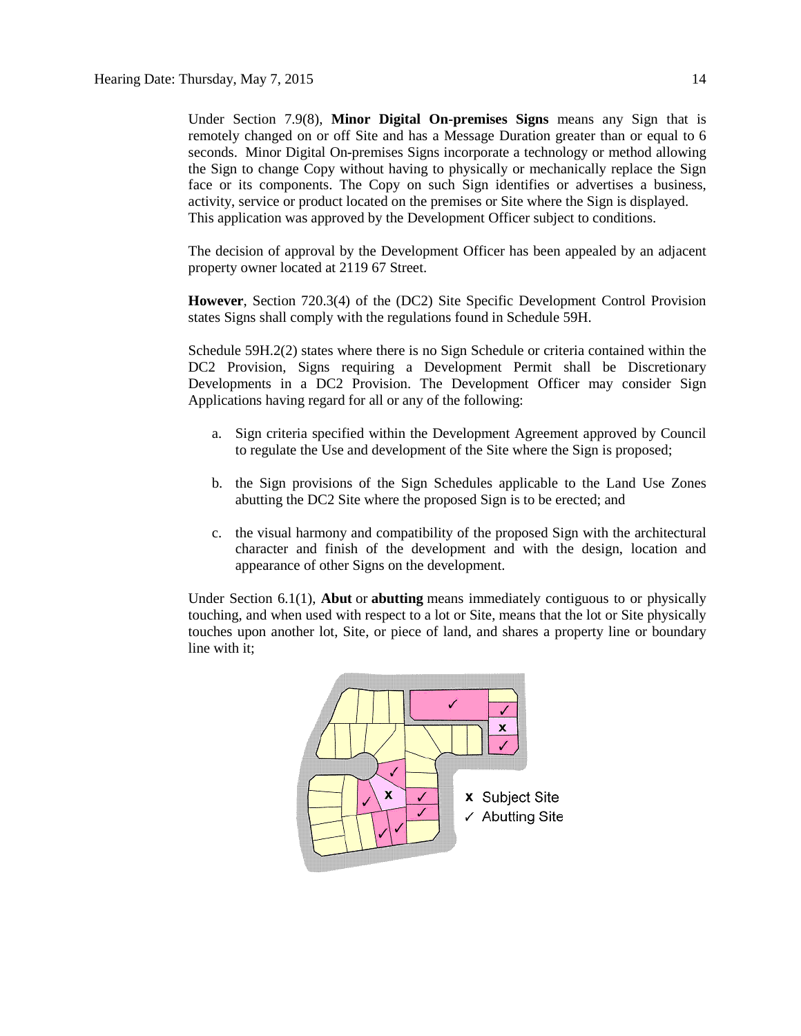Under Section 7.9(8), **Minor Digital On-premises Signs** means any Sign that is remotely changed on or off Site and has a Message Duration greater than or equal to 6 seconds. Minor Digital On-premises Signs incorporate a technology or method allowing the Sign to change Copy without having to physically or mechanically replace the Sign face or its components. The Copy on such Sign identifies or advertises a business, activity, service or product located on the premises or Site where the Sign is displayed.
This application was approved by the Development Officer subject to conditions.

The decision of approval by the Development Officer has been appealed by an adjacent property owner located at 2119 67 Street.

**However**, Section 720.3(4) of the (DC2) Site Specific Development Control Provision states Signs shall comply with the regulations found in Schedule 59H.

Schedule 59H.2(2) states where there is no Sign Schedule or criteria contained within the DC2 Provision, Signs requiring a Development Permit shall be Discretionary Developments in a DC2 Provision. The Development Officer may consider Sign Applications having regard for all or any of the following:

a. Sign criteria specified within the Development Agreement approved by Council to regulate the Use and development of the Site where the Sign is proposed;

b. the Sign provisions of the Sign Schedules applicable to the Land Use Zones abutting the DC2 Site where the proposed Sign is to be erected; and

c. the visual harmony and compatibility of the proposed Sign with the architectural character and finish of the development and with the design, location and appearance of other Signs on the development.

Under Section 6.1(1), **Abut** or **abutting** means immediately contiguous to or physically touching, and when used with respect to a lot or Site, means that the lot or Site physically touches upon another lot, Site, or piece of land, and shares a property line or boundary line with it;

x Subject Site
✓ Abutting Site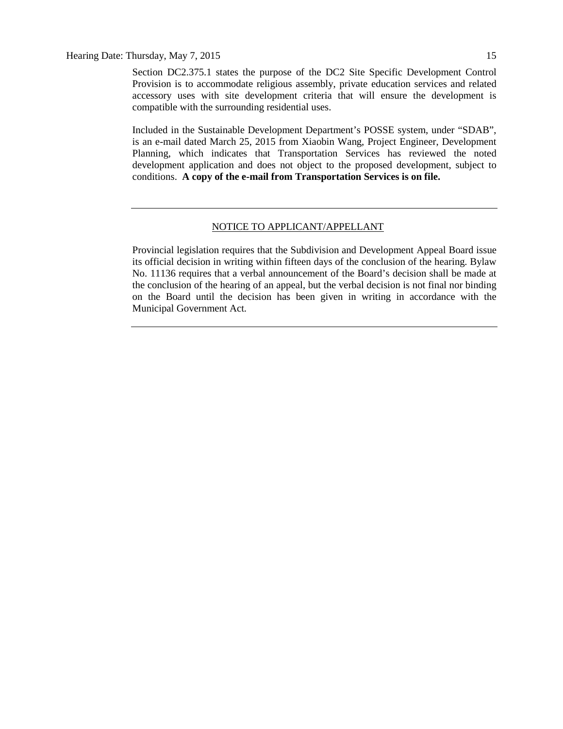Section DC2.375.1 states the purpose of the DC2 Site Specific Development Control Provision is to accommodate religious assembly, private education services and related accessory uses with site development criteria that will ensure the development is compatible with the surrounding residential uses.

Included in the Sustainable Development Department's POSSE system, under "SDAB", is an e-mail dated March 25, 2015 from Xiaobin Wang, Project Engineer, Development Planning, which indicates that Transportation Services has reviewed the noted development application and does not object to the proposed development, subject to conditions. **A copy of the e-mail from Transportation Services is on file.**

---

NOTICE TO APPLICANT/APPELLANT

Provincial legislation requires that the Subdivision and Development Appeal Board issue its official decision in writing within fifteen days of the conclusion of the hearing. Bylaw No. 11136 requires that a verbal announcement of the Board's decision shall be made at the conclusion of the hearing of an appeal, but the verbal decision is not final nor binding on the Board until the decision has been given in writing in accordance with the Municipal Government Act.

---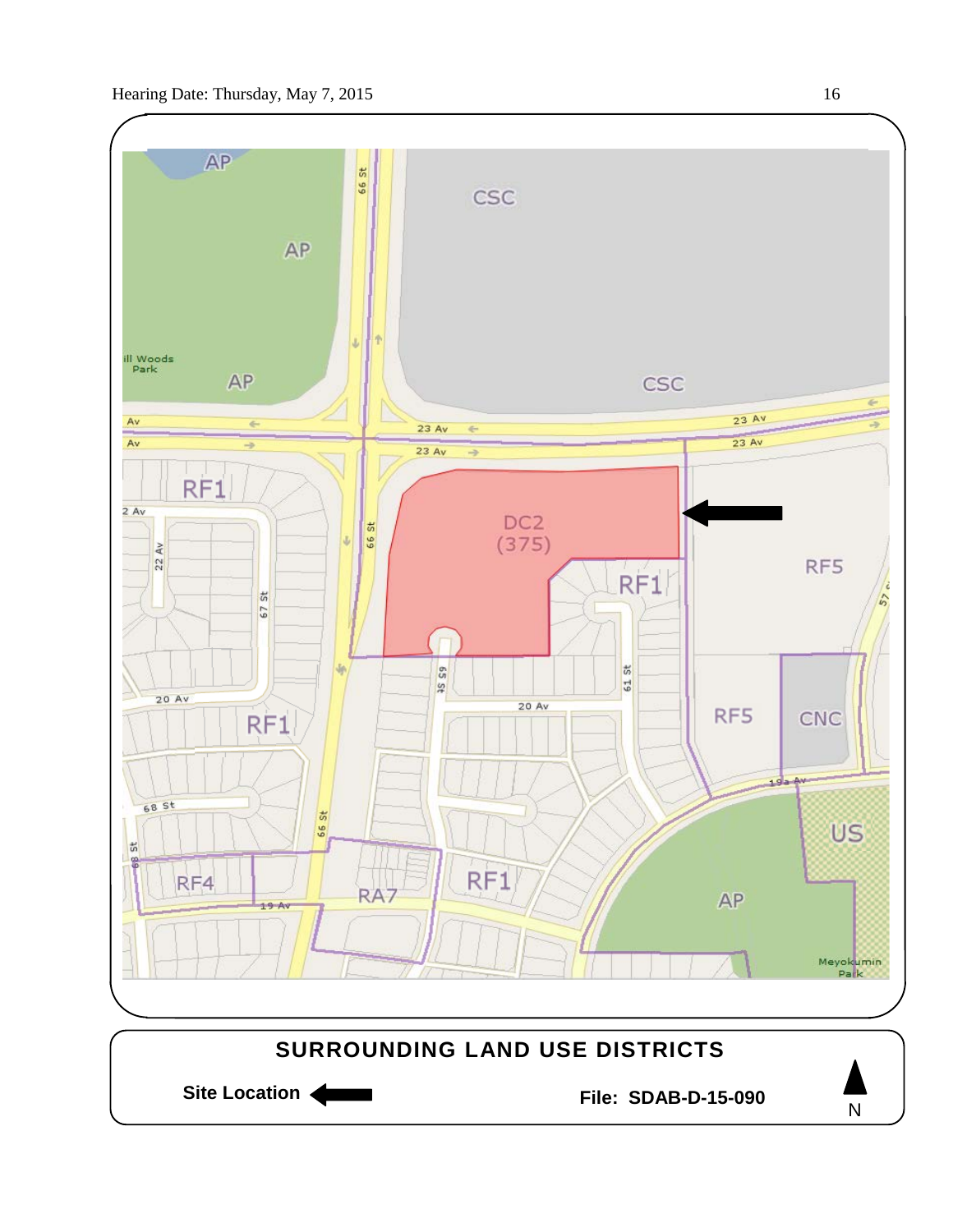**SURROUNDING LAND USE DISTRICTS**

**Site Location**

**File: SDAB-D-15-090**

N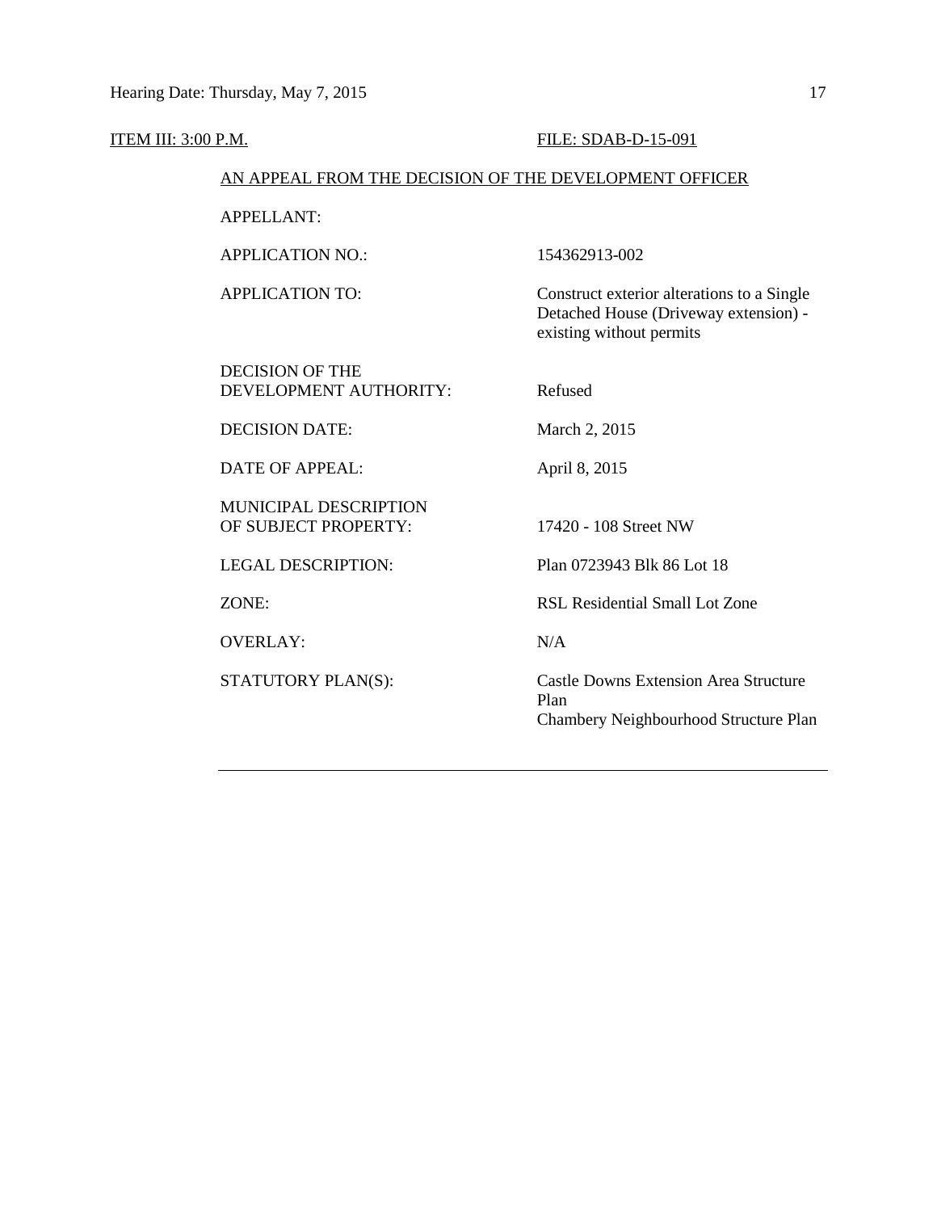ITEM III: 3:00 P.M. FILE: SDAB-D-15-091

AN APPEAL FROM THE DECISION OF THE DEVELOPMENT OFFICER

| | |
|---|---|
| APPELLANT: | |
| APPLICATION NO.: | 154362913-002 |
| APPLICATION TO: | Construct exterior alterations to a Single Detached House (Driveway extension) - existing without permits |
| DECISION OF THE DEVELOPMENT AUTHORITY: | Refused |
| DECISION DATE: | March 2, 2015 |
| DATE OF APPEAL: | April 8, 2015 |
| MUNICIPAL DESCRIPTION OF SUBJECT PROPERTY: | 17420 - 108 Street NW |
| LEGAL DESCRIPTION: | Plan 0723943 Blk 86 Lot 18 |
| ZONE: | RSL Residential Small Lot Zone |
| OVERLAY: | N/A |
| STATUTORY PLAN(S): | Castle Downs Extension Area Structure Plan<br>Chambery Neighbourhood Structure Plan |

---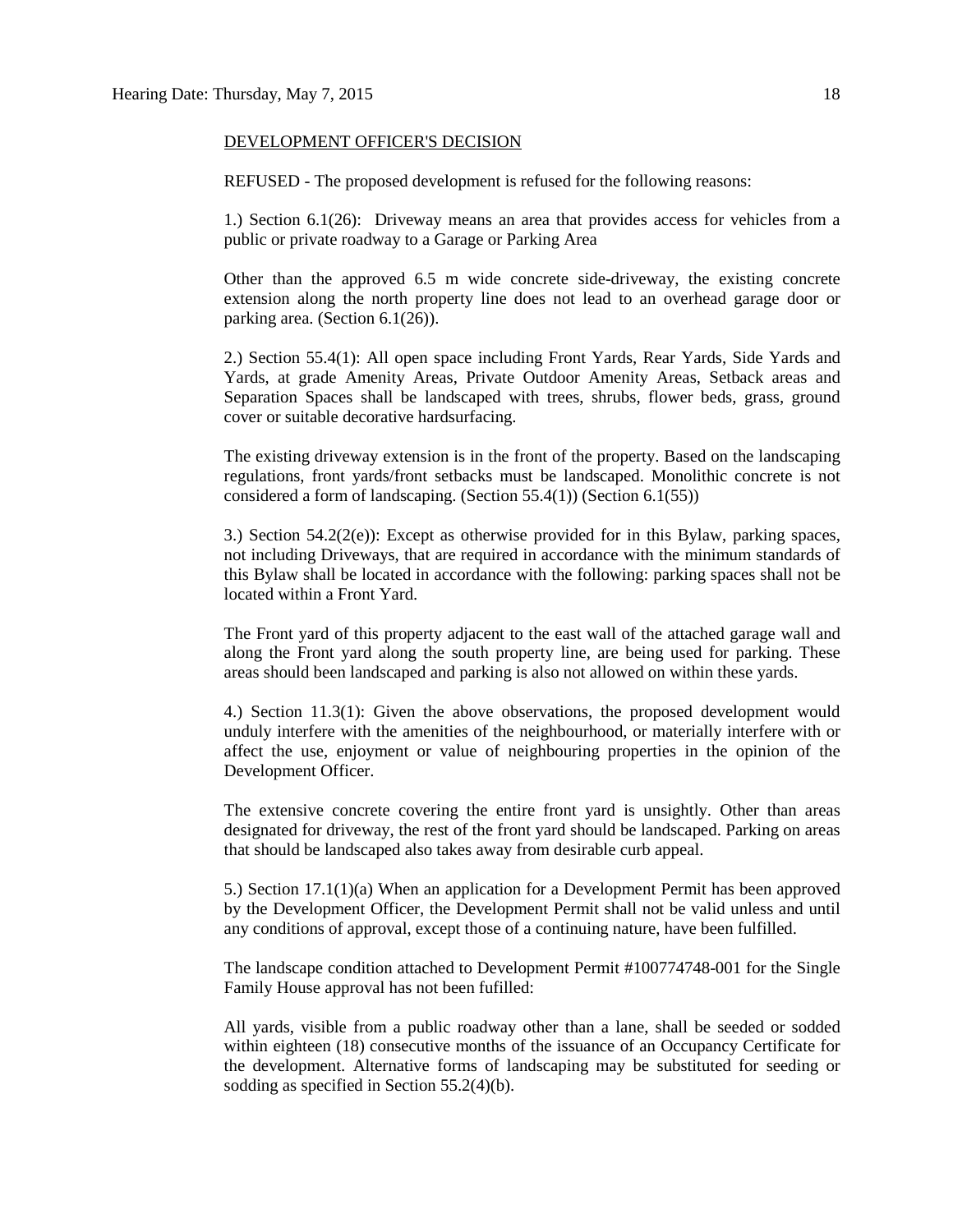DEVELOPMENT OFFICER'S DECISION

REFUSED - The proposed development is refused for the following reasons:

1.) Section 6.1(26): Driveway means an area that provides access for vehicles from a public or private roadway to a Garage or Parking Area

Other than the approved 6.5 m wide concrete side-driveway, the existing concrete extension along the north property line does not lead to an overhead garage door or parking area. (Section 6.1(26)).

2.) Section 55.4(1): All open space including Front Yards, Rear Yards, Side Yards and Yards, at grade Amenity Areas, Private Outdoor Amenity Areas, Setback areas and Separation Spaces shall be landscaped with trees, shrubs, flower beds, grass, ground cover or suitable decorative hardsurfacing.

The existing driveway extension is in the front of the property. Based on the landscaping regulations, front yards/front setbacks must be landscaped. Monolithic concrete is not considered a form of landscaping. (Section 55.4(1)) (Section 6.1(55))

3.) Section 54.2(2(e)): Except as otherwise provided for in this Bylaw, parking spaces, not including Driveways, that are required in accordance with the minimum standards of this Bylaw shall be located in accordance with the following: parking spaces shall not be located within a Front Yard.

The Front yard of this property adjacent to the east wall of the attached garage wall and along the Front yard along the south property line, are being used for parking. These areas should been landscaped and parking is also not allowed on within these yards.

4.) Section 11.3(1): Given the above observations, the proposed development would unduly interfere with the amenities of the neighbourhood, or materially interfere with or affect the use, enjoyment or value of neighbouring properties in the opinion of the Development Officer.

The extensive concrete covering the entire front yard is unsightly. Other than areas designated for driveway, the rest of the front yard should be landscaped. Parking on areas that should be landscaped also takes away from desirable curb appeal.

5.) Section 17.1(1)(a) When an application for a Development Permit has been approved by the Development Officer, the Development Permit shall not be valid unless and until any conditions of approval, except those of a continuing nature, have been fulfilled.

The landscape condition attached to Development Permit #100774748-001 for the Single Family House approval has not been fufilled:

All yards, visible from a public roadway other than a lane, shall be seeded or sodded within eighteen (18) consecutive months of the issuance of an Occupancy Certificate for the development. Alternative forms of landscaping may be substituted for seeding or sodding as specified in Section 55.2(4)(b).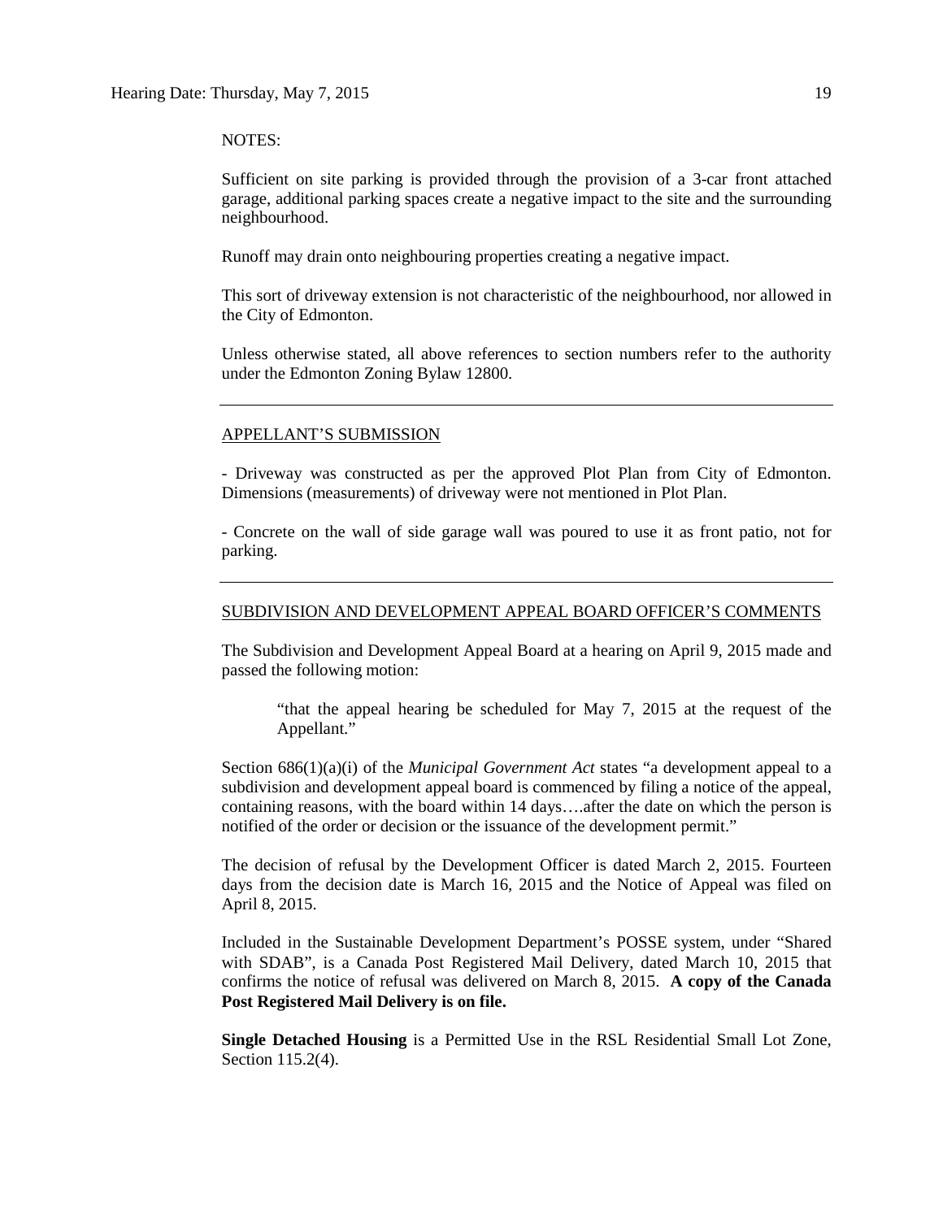NOTES:

Sufficient on site parking is provided through the provision of a 3-car front attached garage, additional parking spaces create a negative impact to the site and the surrounding neighbourhood.

Runoff may drain onto neighbouring properties creating a negative impact.

This sort of driveway extension is not characteristic of the neighbourhood, nor allowed in the City of Edmonton.

Unless otherwise stated, all above references to section numbers refer to the authority under the Edmonton Zoning Bylaw 12800.

---

APPELLANT'S SUBMISSION

- Driveway was constructed as per the approved Plot Plan from City of Edmonton. Dimensions (measurements) of driveway were not mentioned in Plot Plan.

- Concrete on the wall of side garage wall was poured to use it as front patio, not for parking.

---

SUBDIVISION AND DEVELOPMENT APPEAL BOARD OFFICER'S COMMENTS

The Subdivision and Development Appeal Board at a hearing on April 9, 2015 made and passed the following motion:

> "that the appeal hearing be scheduled for May 7, 2015 at the request of the Appellant."

Section 686(1)(a)(i) of the *Municipal Government Act* states "a development appeal to a subdivision and development appeal board is commenced by filing a notice of the appeal, containing reasons, with the board within 14 days….after the date on which the person is notified of the order or decision or the issuance of the development permit."

The decision of refusal by the Development Officer is dated March 2, 2015. Fourteen days from the decision date is March 16, 2015 and the Notice of Appeal was filed on April 8, 2015.

Included in the Sustainable Development Department's POSSE system, under "Shared with SDAB", is a Canada Post Registered Mail Delivery, dated March 10, 2015 that confirms the notice of refusal was delivered on March 8, 2015. **A copy of the Canada Post Registered Mail Delivery is on file.**

**Single Detached Housing** is a Permitted Use in the RSL Residential Small Lot Zone, Section 115.2(4).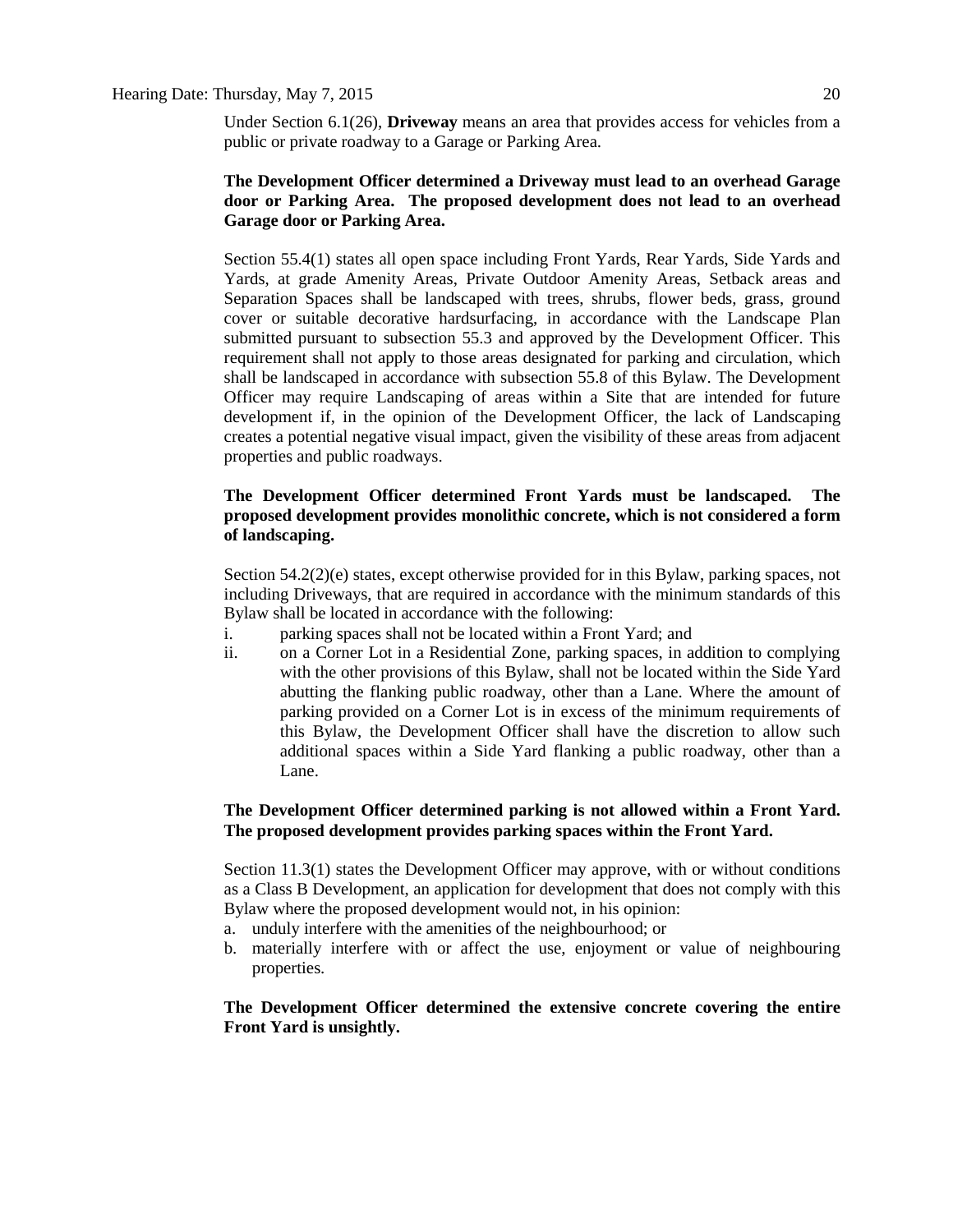Under Section 6.1(26), **Driveway** means an area that provides access for vehicles from a public or private roadway to a Garage or Parking Area.

**The Development Officer determined a Driveway must lead to an overhead Garage door or Parking Area. The proposed development does not lead to an overhead Garage door or Parking Area.**

Section 55.4(1) states all open space including Front Yards, Rear Yards, Side Yards and Yards, at grade Amenity Areas, Private Outdoor Amenity Areas, Setback areas and Separation Spaces shall be landscaped with trees, shrubs, flower beds, grass, ground cover or suitable decorative hardsurfacing, in accordance with the Landscape Plan submitted pursuant to subsection 55.3 and approved by the Development Officer. This requirement shall not apply to those areas designated for parking and circulation, which shall be landscaped in accordance with subsection 55.8 of this Bylaw. The Development Officer may require Landscaping of areas within a Site that are intended for future development if, in the opinion of the Development Officer, the lack of Landscaping creates a potential negative visual impact, given the visibility of these areas from adjacent properties and public roadways.

**The Development Officer determined Front Yards must be landscaped. The proposed development provides monolithic concrete, which is not considered a form of landscaping.**

Section 54.2(2)(e) states, except otherwise provided for in this Bylaw, parking spaces, not including Driveways, that are required in accordance with the minimum standards of this Bylaw shall be located in accordance with the following:

i. parking spaces shall not be located within a Front Yard; and
ii. on a Corner Lot in a Residential Zone, parking spaces, in addition to complying with the other provisions of this Bylaw, shall not be located within the Side Yard abutting the flanking public roadway, other than a Lane. Where the amount of parking provided on a Corner Lot is in excess of the minimum requirements of this Bylaw, the Development Officer shall have the discretion to allow such additional spaces within a Side Yard flanking a public roadway, other than a Lane.

**The Development Officer determined parking is not allowed within a Front Yard. The proposed development provides parking spaces within the Front Yard.**

Section 11.3(1) states the Development Officer may approve, with or without conditions as a Class B Development, an application for development that does not comply with this Bylaw where the proposed development would not, in his opinion:

a. unduly interfere with the amenities of the neighbourhood; or
b. materially interfere with or affect the use, enjoyment or value of neighbouring properties.

**The Development Officer determined the extensive concrete covering the entire Front Yard is unsightly.**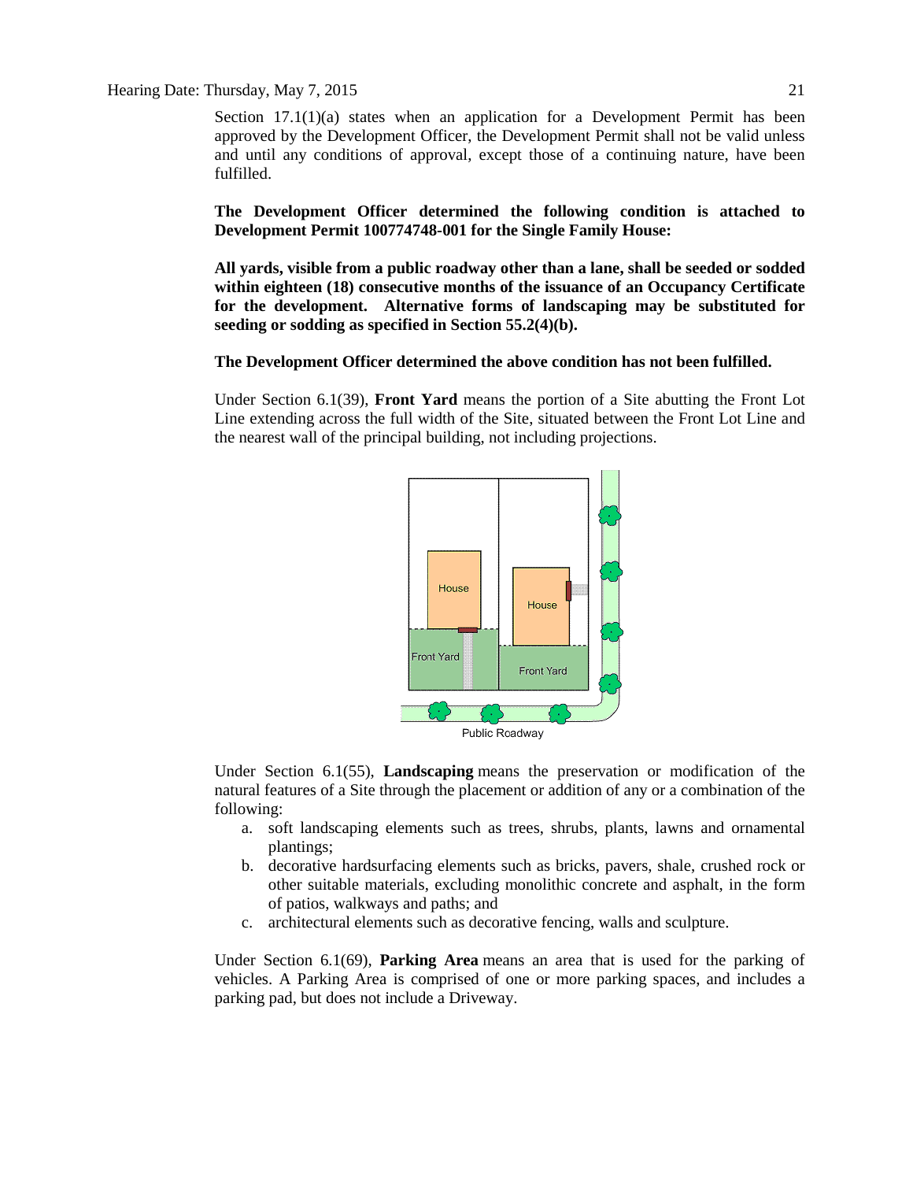Section 17.1(1)(a) states when an application for a Development Permit has been approved by the Development Officer, the Development Permit shall not be valid unless and until any conditions of approval, except those of a continuing nature, have been fulfilled.

**The Development Officer determined the following condition is attached to Development Permit 100774748-001 for the Single Family House:**

**All yards, visible from a public roadway other than a lane, shall be seeded or sodded within eighteen (18) consecutive months of the issuance of an Occupancy Certificate for the development. Alternative forms of landscaping may be substituted for seeding or sodding as specified in Section 55.2(4)(b).**

**The Development Officer determined the above condition has not been fulfilled.**

Under Section 6.1(39), **Front Yard** means the portion of a Site abutting the Front Lot Line extending across the full width of the Site, situated between the Front Lot Line and the nearest wall of the principal building, not including projections.

Under Section 6.1(55), **Landscaping** means the preservation or modification of the natural features of a Site through the placement or addition of any or a combination of the following:

a. soft landscaping elements such as trees, shrubs, plants, lawns and ornamental plantings;
b. decorative hardsurfacing elements such as bricks, pavers, shale, crushed rock or other suitable materials, excluding monolithic concrete and asphalt, in the form of patios, walkways and paths; and
c. architectural elements such as decorative fencing, walls and sculpture.

Under Section 6.1(69), **Parking Area** means an area that is used for the parking of vehicles. A Parking Area is comprised of one or more parking spaces, and includes a parking pad, but does not include a Driveway.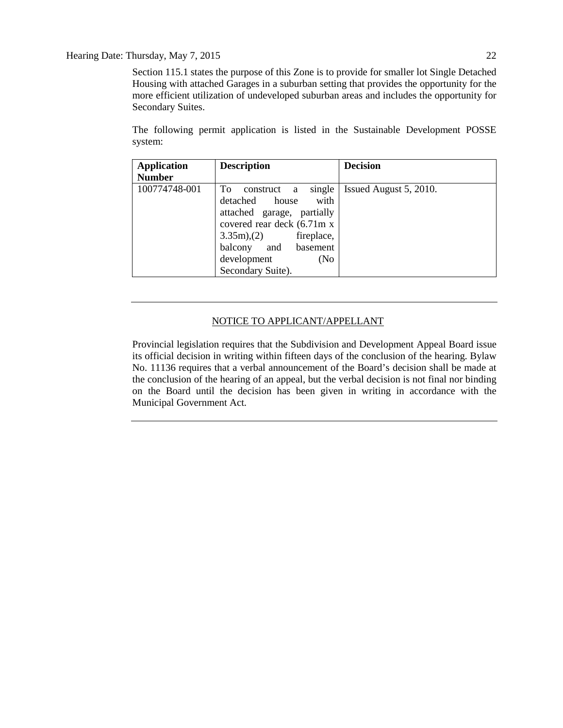Section 115.1 states the purpose of this Zone is to provide for smaller lot Single Detached Housing with attached Garages in a suburban setting that provides the opportunity for the more efficient utilization of undeveloped suburban areas and includes the opportunity for Secondary Suites.

The following permit application is listed in the Sustainable Development POSSE system:

| Application Number | Description | Decision |
|---|---|---|
| 100774748-001 | To construct a single detached house with attached garage, partially covered rear deck (6.71m x 3.35m),(2) fireplace, balcony and basement development (No Secondary Suite). | Issued August 5, 2010. |

---

NOTICE TO APPLICANT/APPELLANT

Provincial legislation requires that the Subdivision and Development Appeal Board issue its official decision in writing within fifteen days of the conclusion of the hearing. Bylaw No. 11136 requires that a verbal announcement of the Board's decision shall be made at the conclusion of the hearing of an appeal, but the verbal decision is not final nor binding on the Board until the decision has been given in writing in accordance with the Municipal Government Act.

---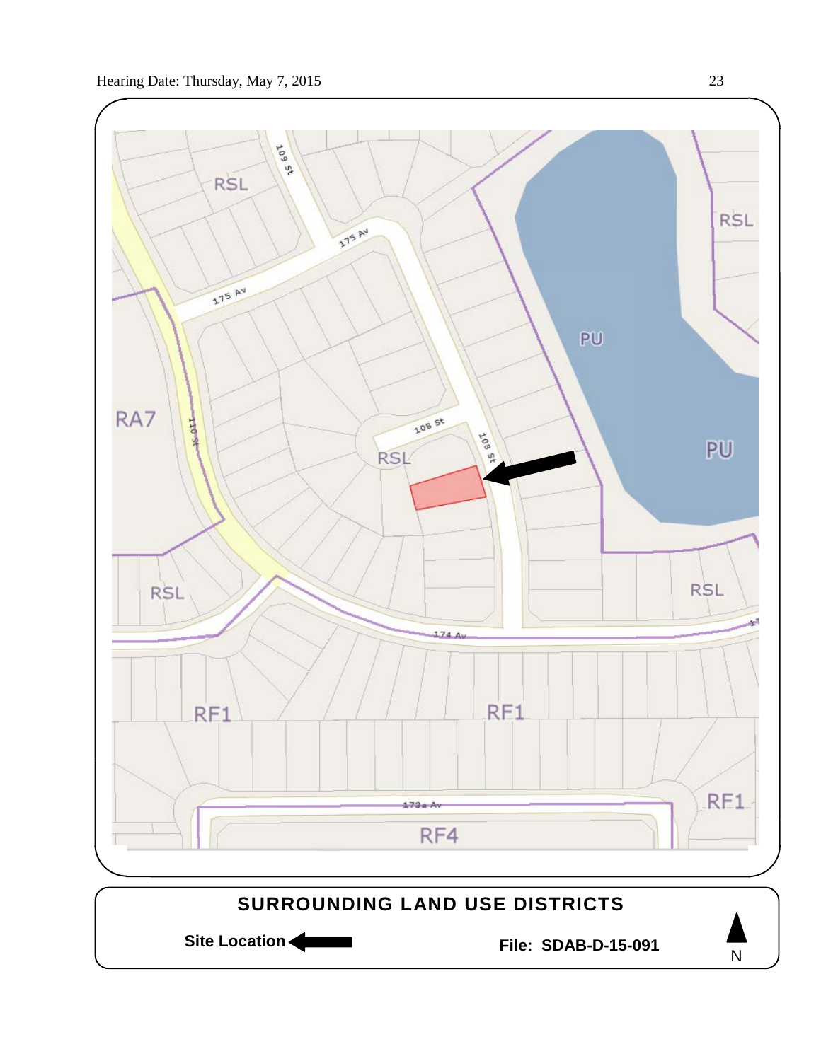## SURROUNDING LAND USE DISTRICTS

**Site Location**

**File: SDAB-D-15-091**

N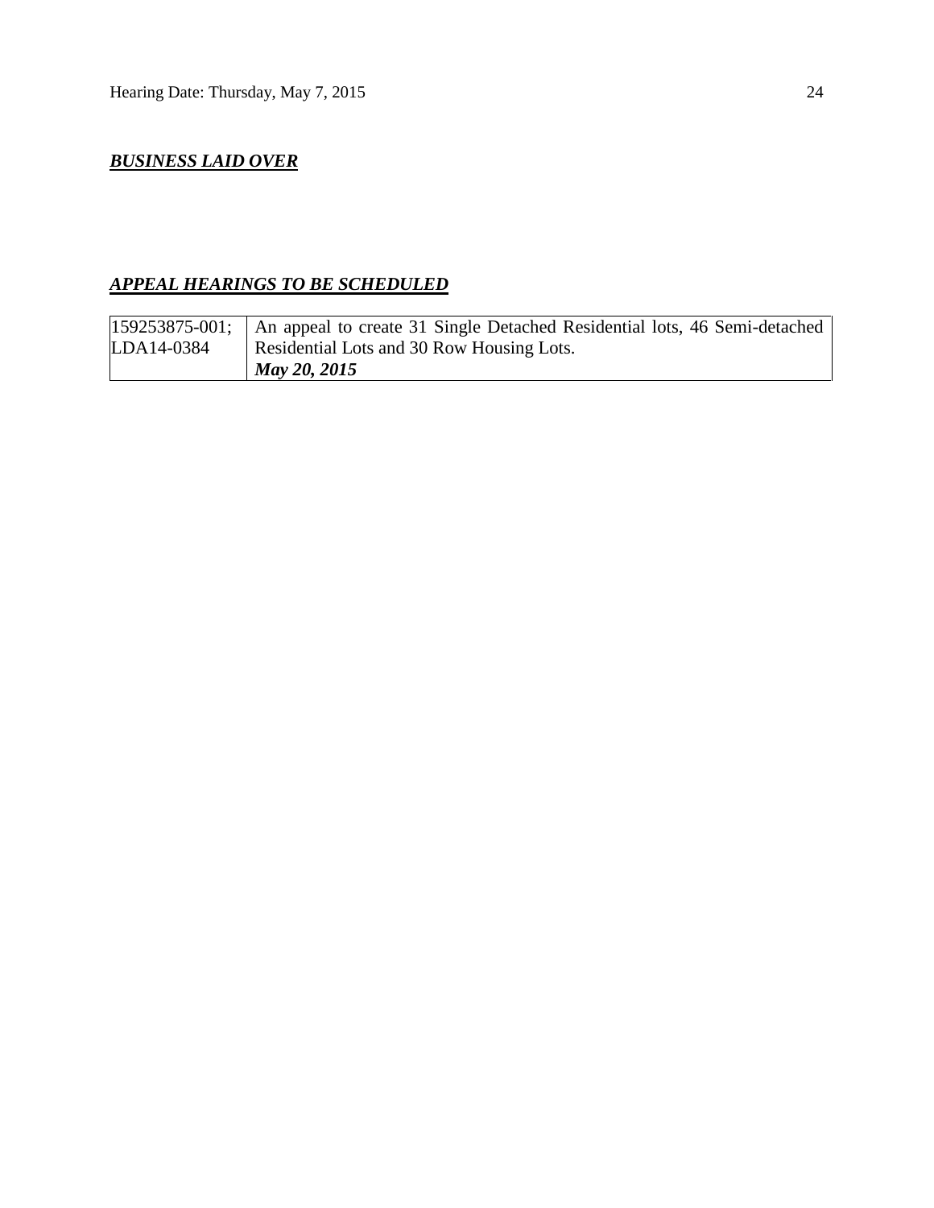***BUSINESS LAID OVER***

***APPEAL HEARINGS TO BE SCHEDULED***

| | |
|---|---|
| 159253875-001; LDA14-0384 | An appeal to create 31 Single Detached Residential lots, 46 Semi-detached Residential Lots and 30 Row Housing Lots. ***May 20, 2015*** |